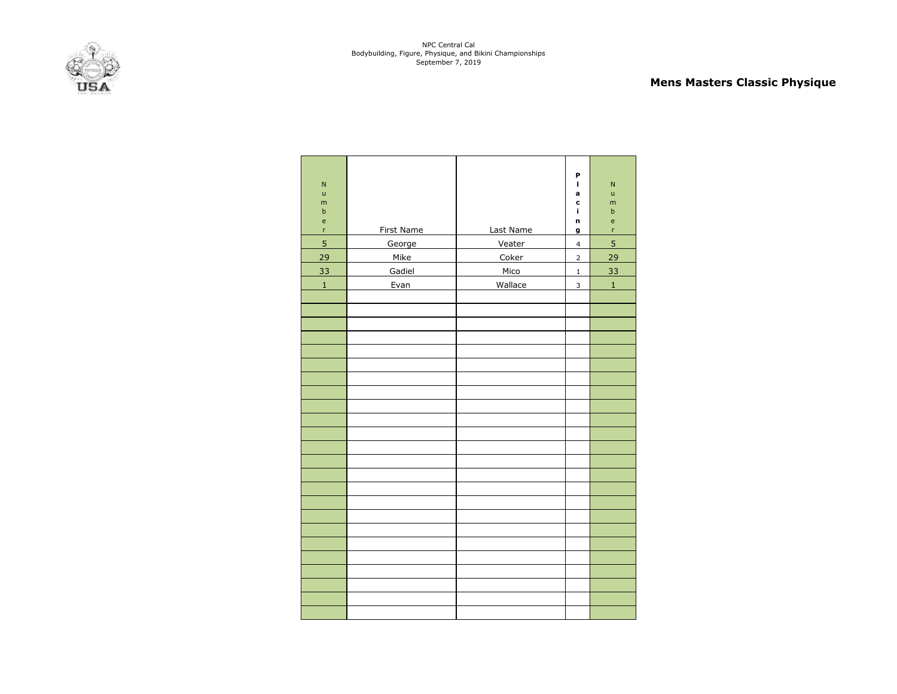NPC Central Cal
Bodybuilding, Figure, Physique, and Bikini Championships
September 7, 2019

## Mens Masters Classic Physique

| Number | First Name | Last Name | Placing | Number |
|---|---|---|---|---|
| 5 | George | Veater | 4 | 5 |
| 29 | Mike | Coker | 2 | 29 |
| 33 | Gadiel | Mico | 1 | 33 |
| 1 | Evan | Wallace | 3 | 1 |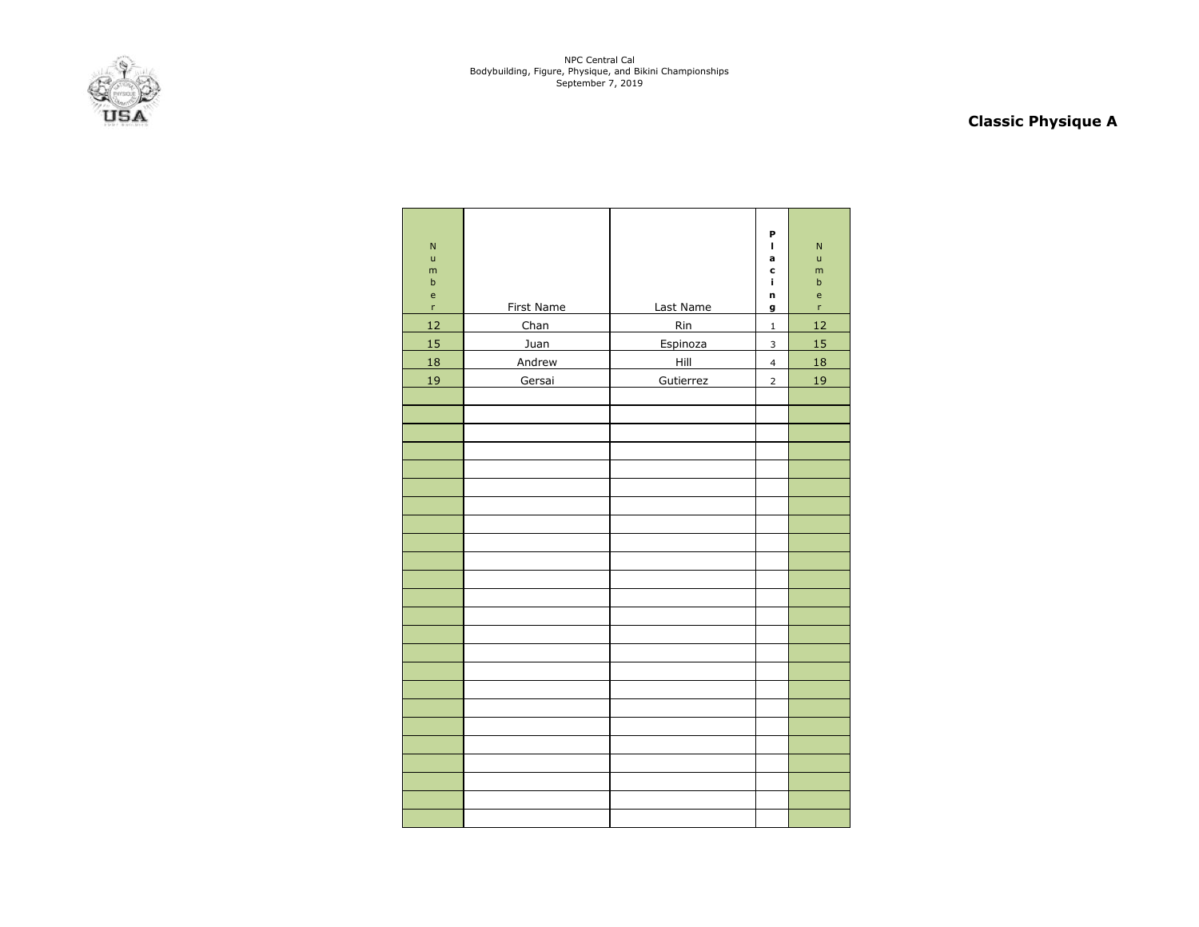NPC Central Cal
Bodybuilding, Figure, Physique, and Bikini Championships
September 7, 2019

## Classic Physique A

| Number | First Name | Last Name | Placing | Number |
|---|---|---|---|---|
| 12 | Chan | Rin | 1 | 12 |
| 15 | Juan | Espinoza | 3 | 15 |
| 18 | Andrew | Hill | 4 | 18 |
| 19 | Gersai | Gutierrez | 2 | 19 |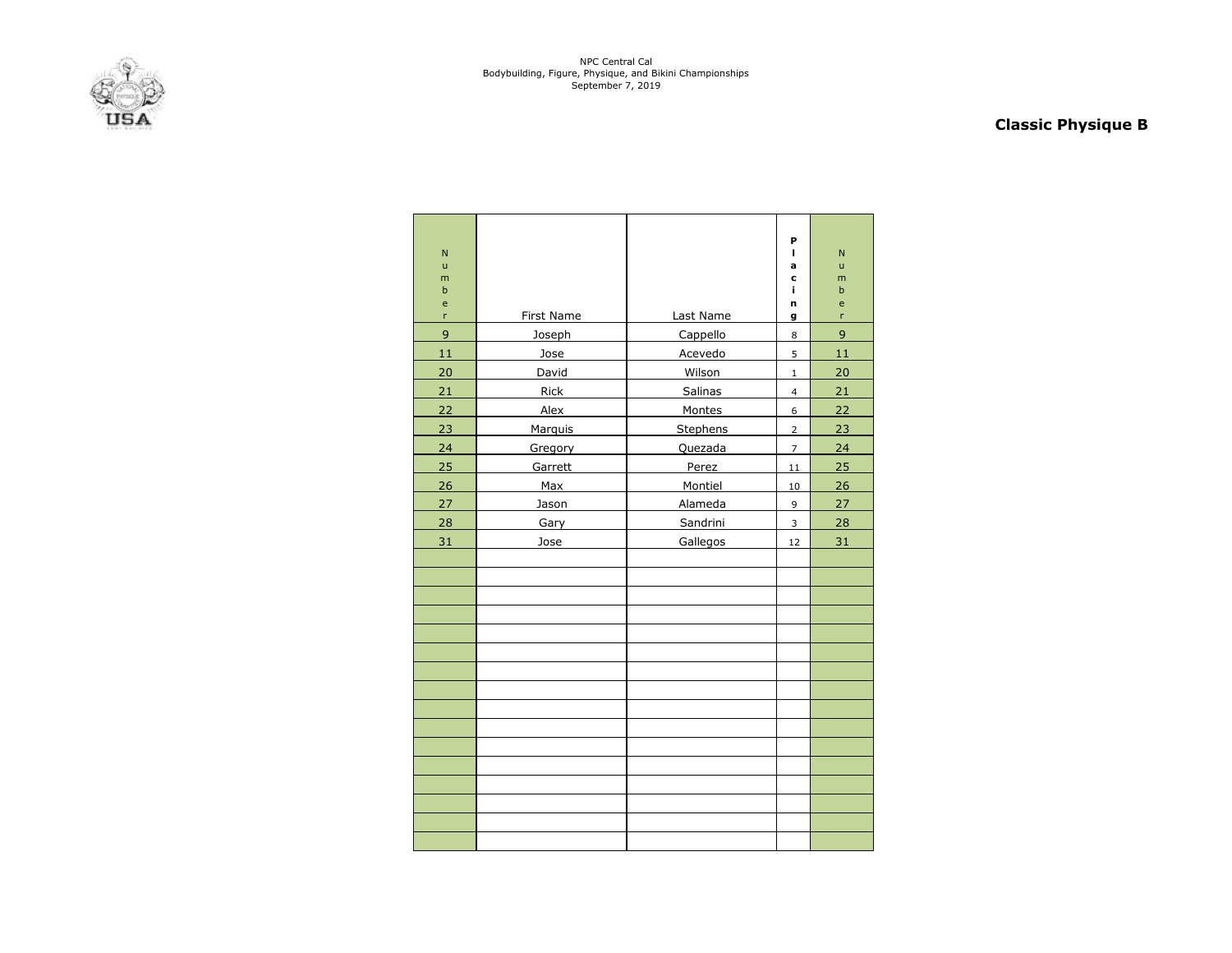NPC Central Cal
Bodybuilding, Figure, Physique, and Bikini Championships
September 7, 2019

## Classic Physique B

| Number | First Name | Last Name | Placing | Number |
|---|---|---|---|---|
| 9 | Joseph | Cappello | 8 | 9 |
| 11 | Jose | Acevedo | 5 | 11 |
| 20 | David | Wilson | 1 | 20 |
| 21 | Rick | Salinas | 4 | 21 |
| 22 | Alex | Montes | 6 | 22 |
| 23 | Marquis | Stephens | 2 | 23 |
| 24 | Gregory | Quezada | 7 | 24 |
| 25 | Garrett | Perez | 11 | 25 |
| 26 | Max | Montiel | 10 | 26 |
| 27 | Jason | Alameda | 9 | 27 |
| 28 | Gary | Sandrini | 3 | 28 |
| 31 | Jose | Gallegos | 12 | 31 |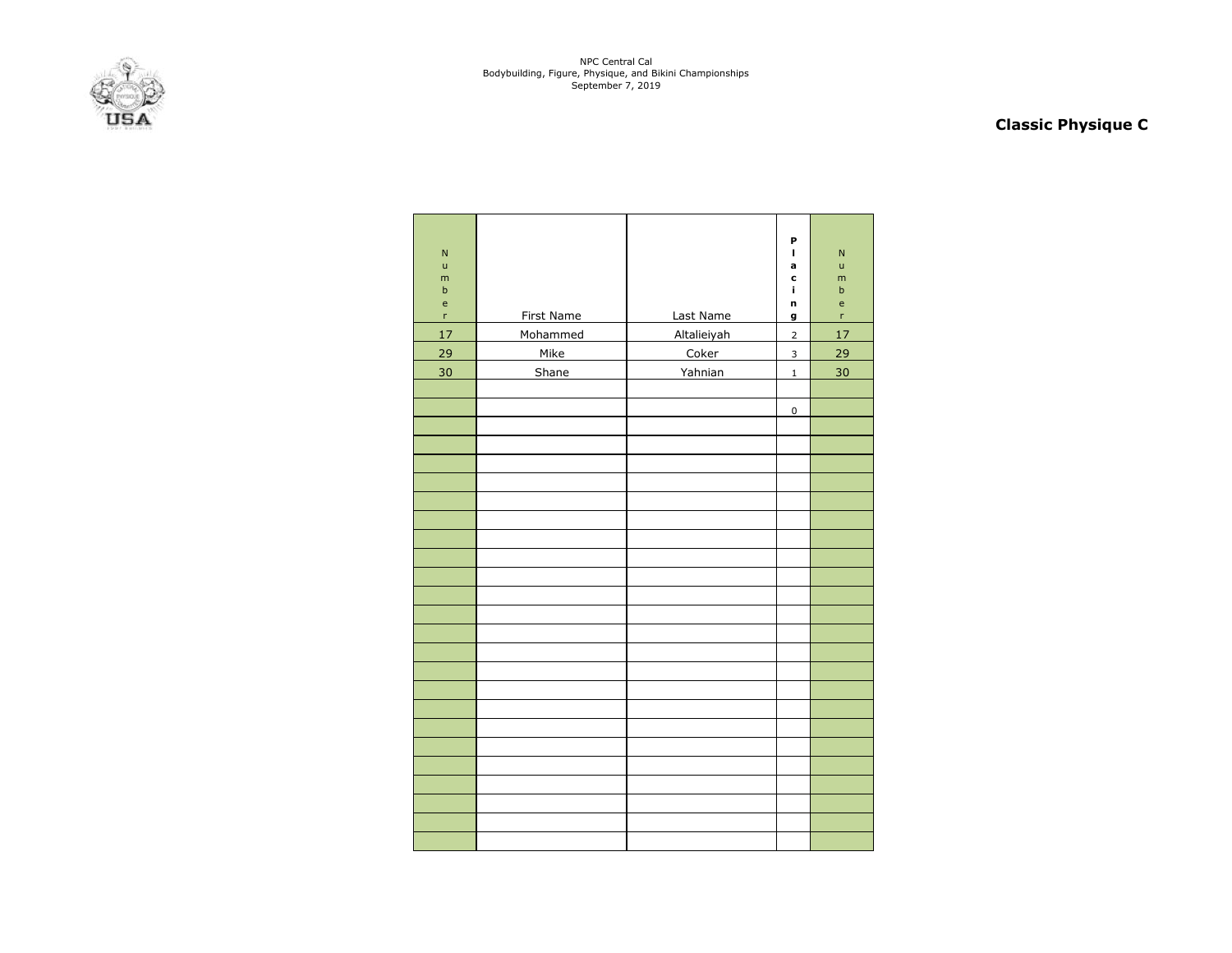NPC Central Cal
Bodybuilding, Figure, Physique, and Bikini Championships
September 7, 2019

## Classic Physique C

| Number | First Name | Last Name | Placing | Number |
|---|---|---|---|---|
| 17 | Mohammed | Altalieiyah | 2 | 17 |
| 29 | Mike | Coker | 3 | 29 |
| 30 | Shane | Yahnian | 1 | 30 |
| | | | | |
| | | | 0 | |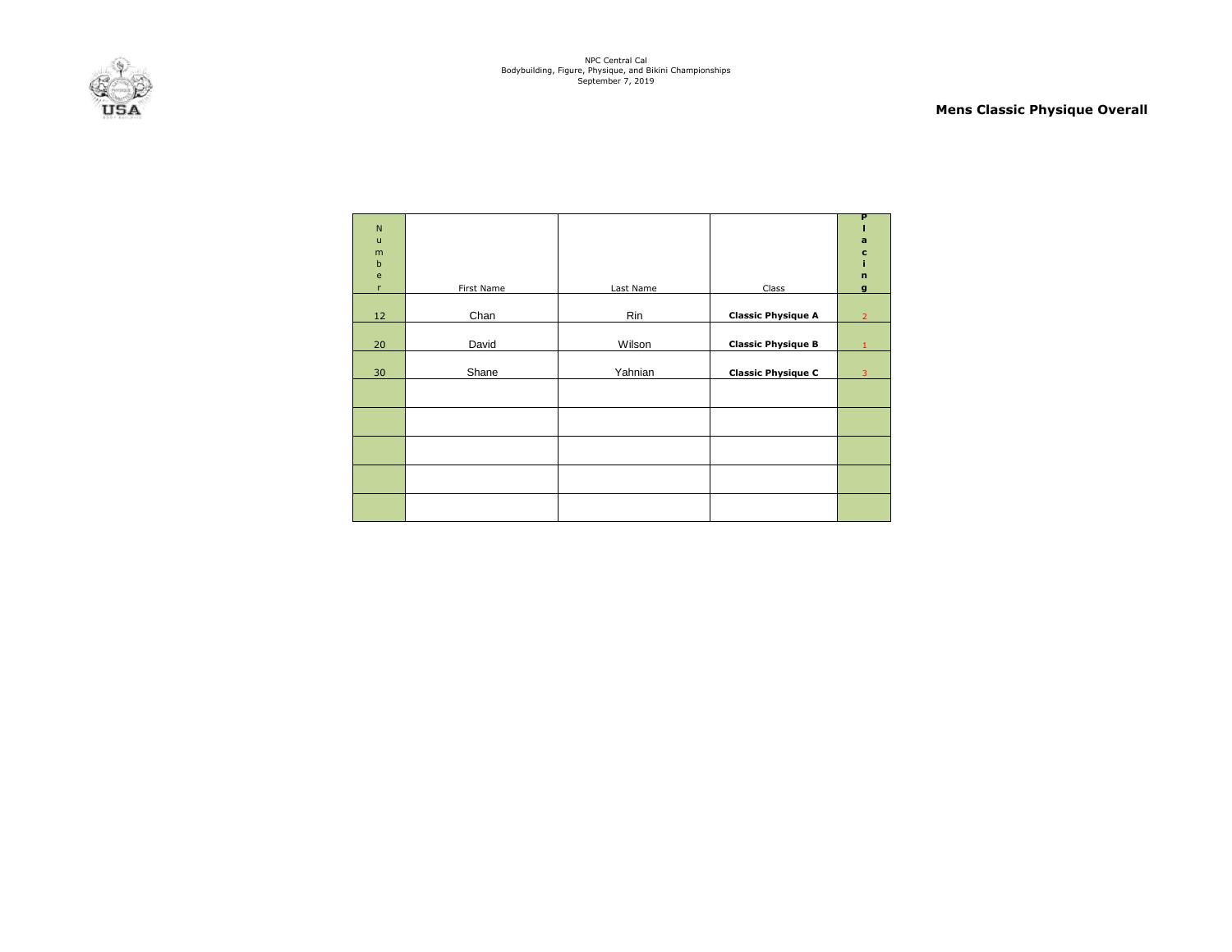NPC Central Cal
Bodybuilding, Figure, Physique, and Bikini Championships
September 7, 2019

## Mens Classic Physique Overall

| Number | First Name | Last Name | Class | Placing |
|---|---|---|---|---|
| 12 | Chan | Rin | **Classic Physique A** | 2 |
| 20 | David | Wilson | **Classic Physique B** | 1 |
| 30 | Shane | Yahnian | **Classic Physique C** | 3 |
| | | | | |
| | | | | |
| | | | | |
| | | | | |
| | | | | |